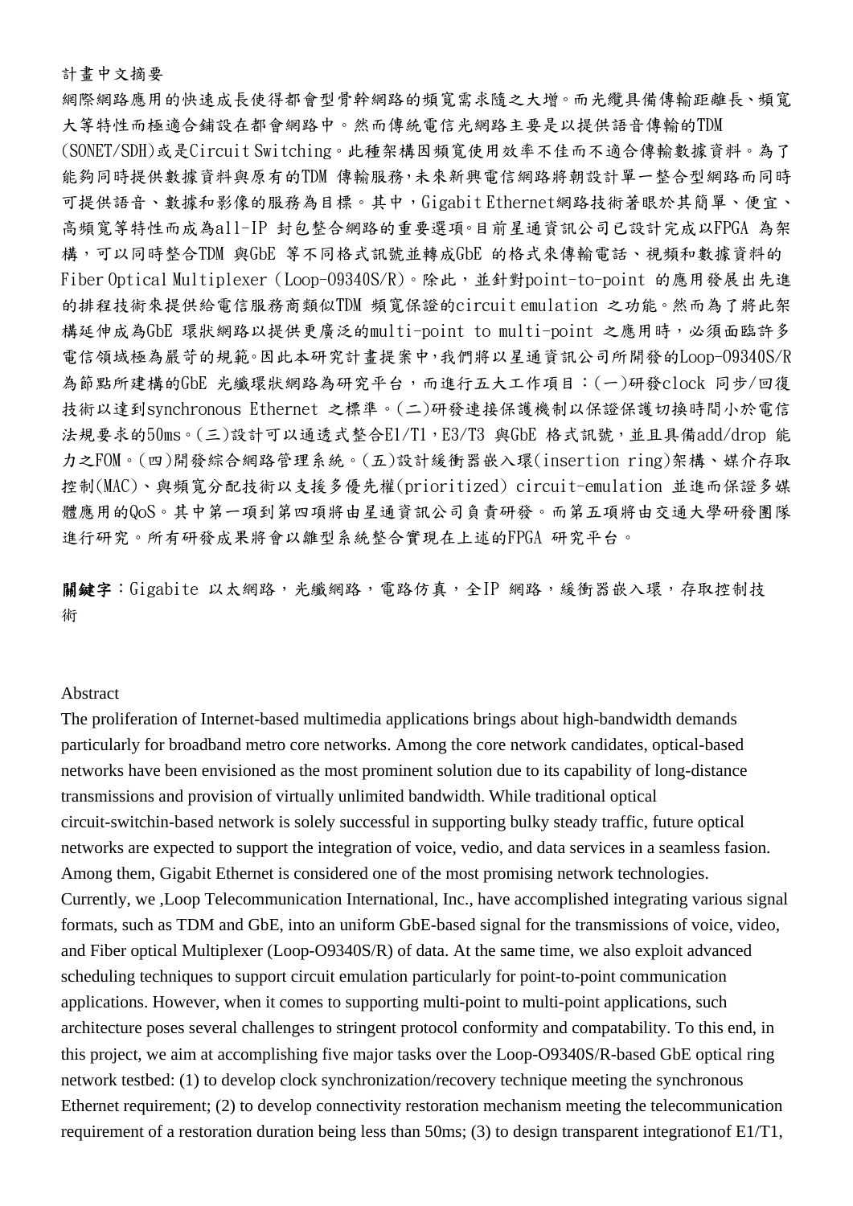計畫中文摘要

網際網路應用的快速成長使得都會型骨幹網路的頻寬需求隨之大增。而光纜具備傳輸距離長、頻寬大等特性而極適合鋪設在都會網路中。然而傳統電信光網路主要是以提供語音傳輸的TDM (SONET/SDH)或是Circuit Switching。此種架構因頻寬使用效率不佳而不適合傳輸數據資料。為了能夠同時提供數據資料與原有的TDM 傳輸服務,未來新興電信網路將朝設計單一整合型網路而同時可提供語音、數據和影像的服務為目標。其中，Gigabit Ethernet網路技術著眼於其簡單、便宜、高頻寬等特性而成為all-IP 封包整合網路的重要選項。目前星通資訊公司已設計完成以FPGA 為架構，可以同時整合TDM 與GbE 等不同格式訊號並轉成GbE 的格式來傳輸電話、視頻和數據資料的Fiber Optical Multiplexer（Loop-O9340S/R)。除此，並針對point-to-point 的應用發展出先進的排程技術來提供給電信服務商類似TDM 頻寬保證的circuit emulation 之功能。然而為了將此架構延伸成為GbE 環狀網路以提供更廣泛的multi-point to multi-point 之應用時，必須面臨許多電信領域極為嚴苛的規範。因此本研究計畫提案中,我們將以星通資訊公司所開發的Loop-O9340S/R為節點所建構的GbE 光纖環狀網路為研究平台，而進行五大工作項目：(一)研發clock 同步/回復技術以達到synchronous Ethernet 之標準。(二)研發連接保護機制以保證保護切換時間小於電信法規要求的50ms。(三)設計可以通透式整合E1/T1，E3/T3 與GbE 格式訊號，並且具備add/drop 能力之FOM。(四)開發綜合網路管理系統。(五)設計緩衝器嵌入環(insertion ring)架構、媒介存取控制(MAC)、與頻寬分配技術以支援多優先權(prioritized) circuit-emulation 並進而保證多媒體應用的QoS。其中第一項到第四項將由星通資訊公司負責研發。而第五項將由交通大學研發團隊進行研究。所有研發成果將會以雛型系統整合實現在上述的FPGA 研究平台。

**關鍵字**：Gigabite 以太網路，光纖網路，電路仿真，全IP 網路，緩衝器嵌入環，存取控制技術

Abstract

The proliferation of Internet-based multimedia applications brings about high-bandwidth demands particularly for broadband metro core networks. Among the core network candidates, optical-based networks have been envisioned as the most prominent solution due to its capability of long-distance transmissions and provision of virtually unlimited bandwidth. While traditional optical circuit-switchin-based network is solely successful in supporting bulky steady traffic, future optical networks are expected to support the integration of voice, vedio, and data services in a seamless fasion. Among them, Gigabit Ethernet is considered one of the most promising network technologies. Currently, we ,Loop Telecommunication International, Inc., have accomplished integrating various signal formats, such as TDM and GbE, into an uniform GbE-based signal for the transmissions of voice, video, and Fiber optical Multiplexer (Loop-O9340S/R) of data. At the same time, we also exploit advanced scheduling techniques to support circuit emulation particularly for point-to-point communication applications. However, when it comes to supporting multi-point to multi-point applications, such architecture poses several challenges to stringent protocol conformity and compatability. To this end, in this project, we aim at accomplishing five major tasks over the Loop-O9340S/R-based GbE optical ring network testbed: (1) to develop clock synchronization/recovery technique meeting the synchronous Ethernet requirement; (2) to develop connectivity restoration mechanism meeting the telecommunication requirement of a restoration duration being less than 50ms; (3) to design transparent integrationof E1/T1,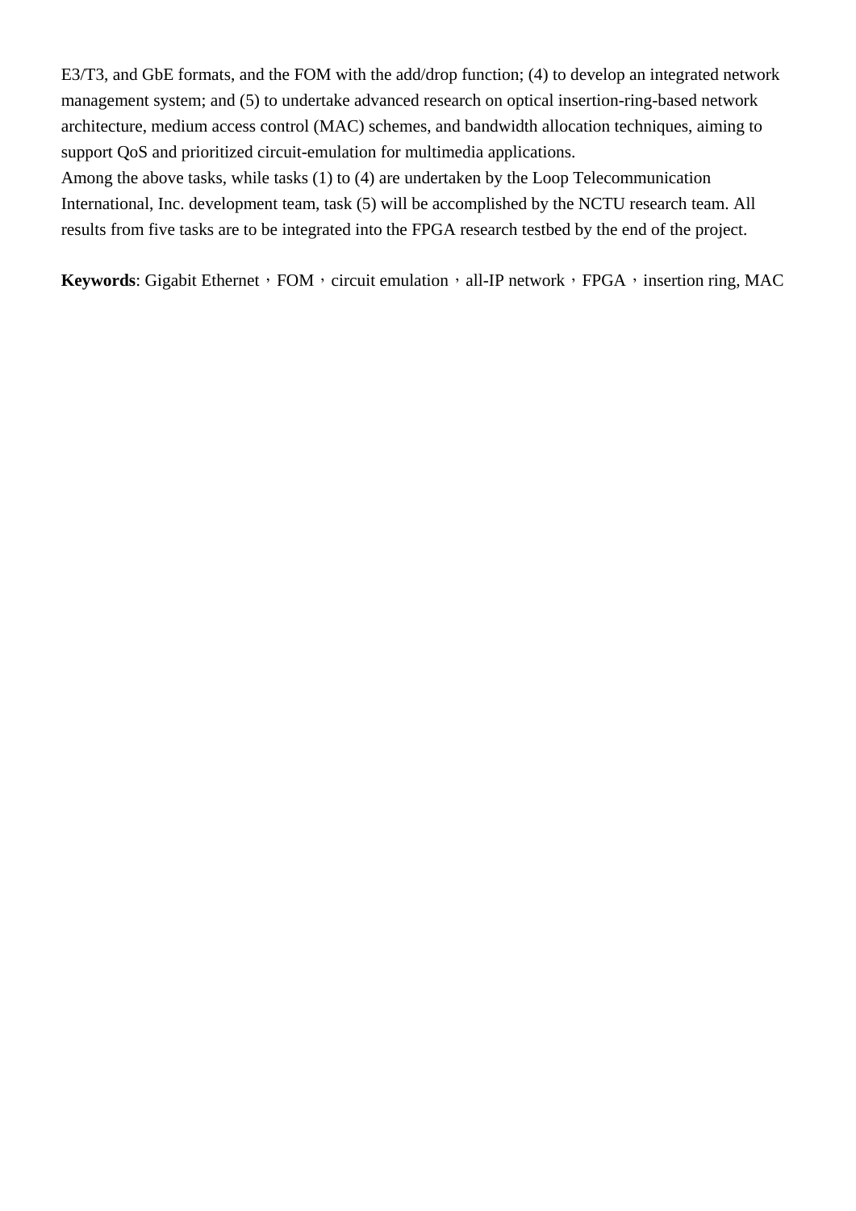E3/T3, and GbE formats, and the FOM with the add/drop function; (4) to develop an integrated network management system; and (5) to undertake advanced research on optical insertion-ring-based network architecture, medium access control (MAC) schemes, and bandwidth allocation techniques, aiming to support QoS and prioritized circuit-emulation for multimedia applications.

Among the above tasks, while tasks (1) to (4) are undertaken by the Loop Telecommunication International, Inc. development team, task (5) will be accomplished by the NCTU research team. All results from five tasks are to be integrated into the FPGA research testbed by the end of the project.

**Keywords**: Gigabit Ethernet，FOM，circuit emulation，all-IP network，FPGA，insertion ring, MAC